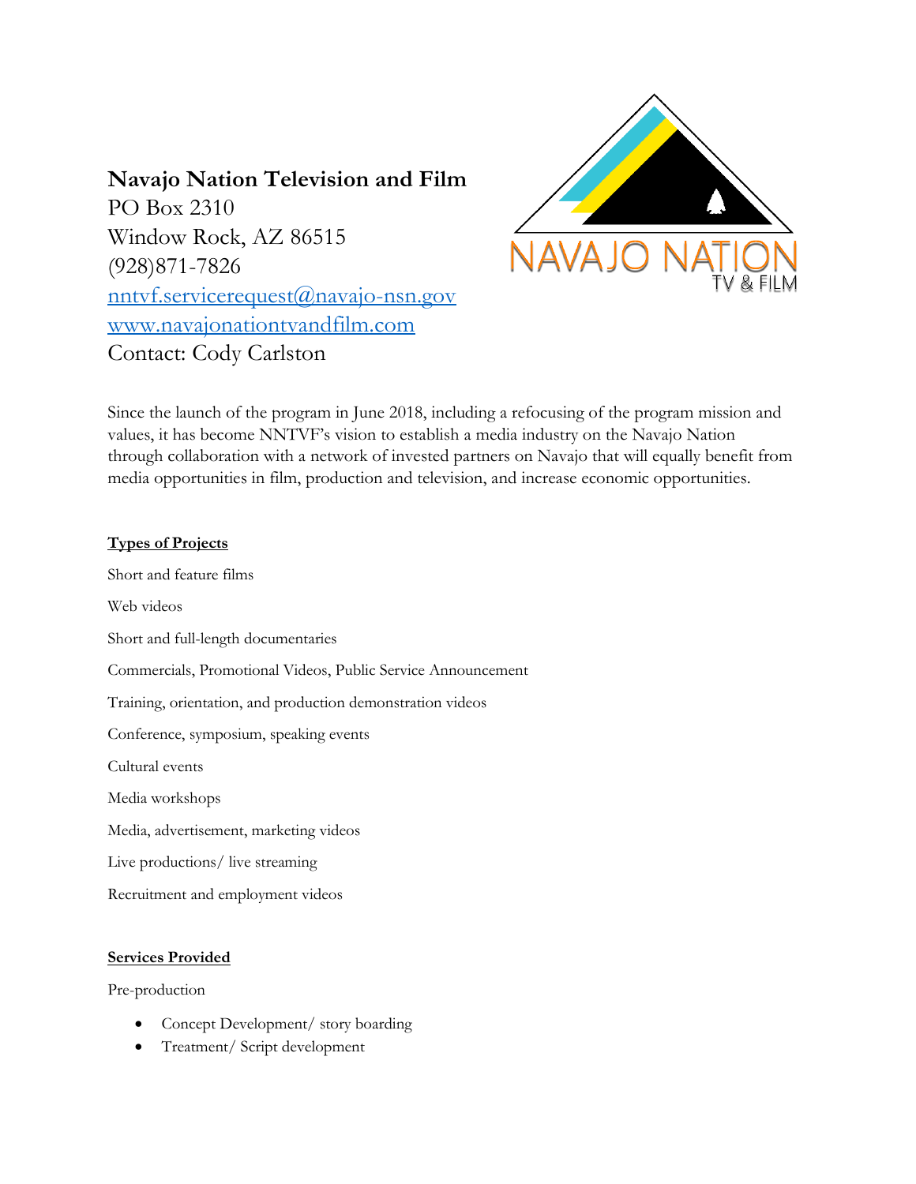**Navajo Nation Television and Film**
PO Box 2310
Window Rock, AZ 86515
(928)871-7826
nntvf.servicerequest@navajo-nsn.gov
www.navajonationtvandfilm.com
Contact: Cody Carlston

Since the launch of the program in June 2018, including a refocusing of the program mission and values, it has become NNTVF's vision to establish a media industry on the Navajo Nation through collaboration with a network of invested partners on Navajo that will equally benefit from media opportunities in film, production and television, and increase economic opportunities.

**Types of Projects**

Short and feature films

Web videos

Short and full-length documentaries

Commercials, Promotional Videos, Public Service Announcement

Training, orientation, and production demonstration videos

Conference, symposium, speaking events

Cultural events

Media workshops

Media, advertisement, marketing videos

Live productions/ live streaming

Recruitment and employment videos

**Services Provided**

Pre-production

- Concept Development/ story boarding
- Treatment/ Script development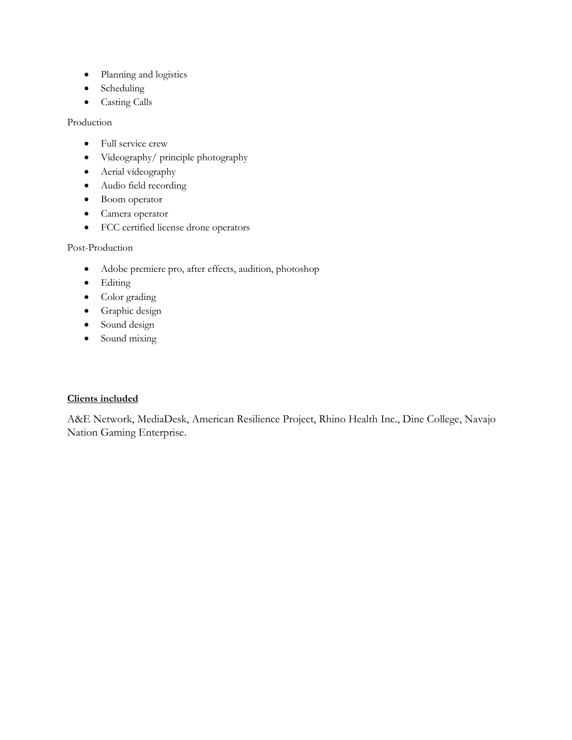- Planning and logistics
- Scheduling
- Casting Calls

Production

- Full service crew
- Videography/ principle photography
- Aerial videography
- Audio field recording
- Boom operator
- Camera operator
- FCC certified license drone operators

Post-Production

- Adobe premiere pro, after effects, audition, photoshop
- Editing
- Color grading
- Graphic design
- Sound design
- Sound mixing

**<u>Clients included</u>**

A&E Network, MediaDesk, American Resilience Project, Rhino Health Inc., Dine College, Navajo Nation Gaming Enterprise.